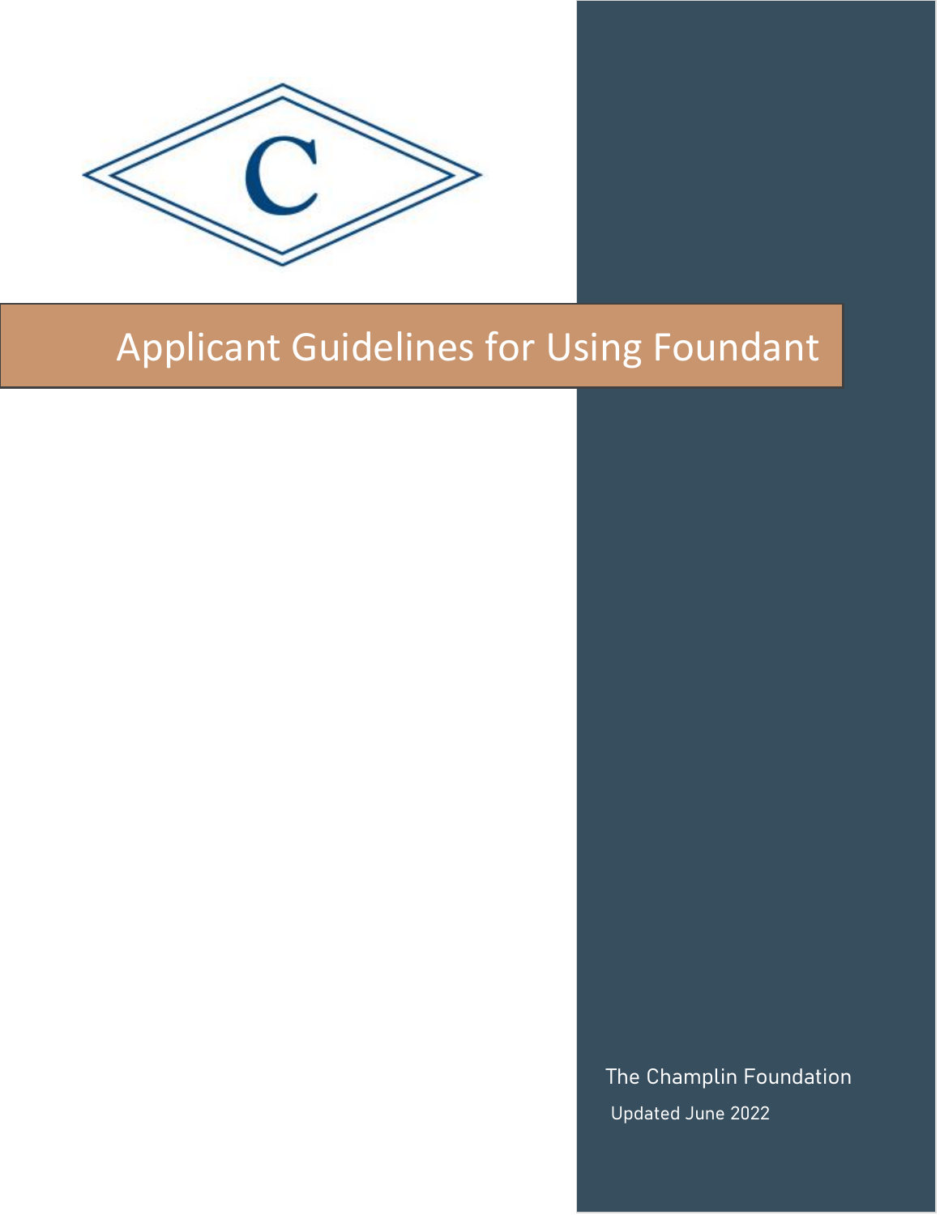# Applicant Guidelines for Using Foundant

The Champlin Foundation

Updated June 2022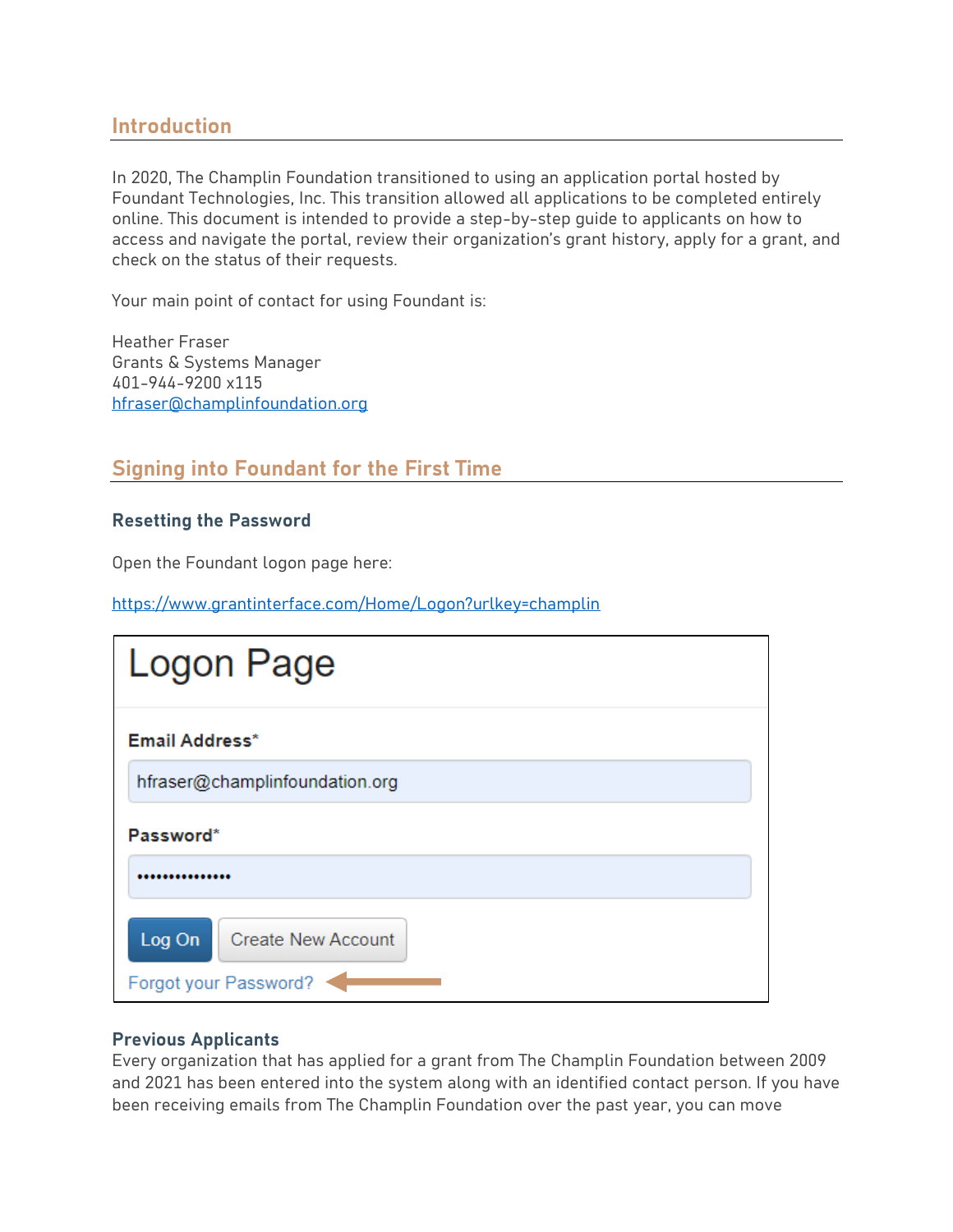## Introduction

In 2020, The Champlin Foundation transitioned to using an application portal hosted by Foundant Technologies, Inc. This transition allowed all applications to be completed entirely online. This document is intended to provide a step-by-step guide to applicants on how to access and navigate the portal, review their organization's grant history, apply for a grant, and check on the status of their requests.

Your main point of contact for using Foundant is:

Heather Fraser
Grants & Systems Manager
401-944-9200 x115
hfraser@champlinfoundation.org

## Signing into Foundant for the First Time

### Resetting the Password

Open the Foundant logon page here:

https://www.grantinterface.com/Home/Logon?urlkey=champlin

Logon Page

**Email Address***

hfraser@champlinfoundation.org

**Password***

••••••••••••••

Log On | Create New Account

Forgot your Password?

### Previous Applicants

Every organization that has applied for a grant from The Champlin Foundation between 2009 and 2021 has been entered into the system along with an identified contact person. If you have been receiving emails from The Champlin Foundation over the past year, you can move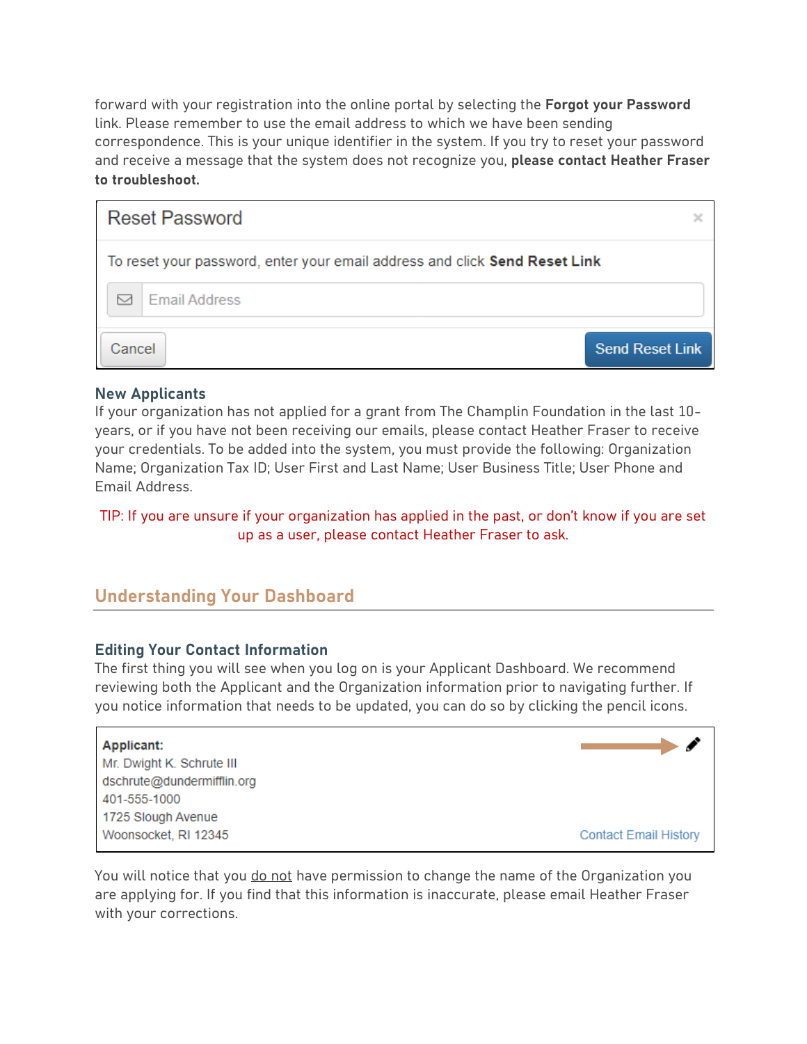forward with your registration into the online portal by selecting the **Forgot your Password** link. Please remember to use the email address to which we have been sending correspondence. This is your unique identifier in the system. If you try to reset your password and receive a message that the system does not recognize you, **please contact Heather Fraser to troubleshoot.**

Reset Password

To reset your password, enter your email address and click **Send Reset Link**

Email Address

Cancel | Send Reset Link

### New Applicants

If your organization has not applied for a grant from The Champlin Foundation in the last 10-years, or if you have not been receiving our emails, please contact Heather Fraser to receive your credentials. To be added into the system, you must provide the following: Organization Name; Organization Tax ID; User First and Last Name; User Business Title; User Phone and Email Address.

TIP: If you are unsure if your organization has applied in the past, or don't know if you are set up as a user, please contact Heather Fraser to ask.

## Understanding Your Dashboard

### Editing Your Contact Information

The first thing you will see when you log on is your Applicant Dashboard. We recommend reviewing both the Applicant and the Organization information prior to navigating further. If you notice information that needs to be updated, you can do so by clicking the pencil icons.

**Applicant:**
Mr. Dwight K. Schrute III
dschrute@dundermifflin.org
401-555-1000
1725 Slough Avenue
Woonsocket, RI 12345

Contact Email History

You will notice that you do not have permission to change the name of the Organization you are applying for. If you find that this information is inaccurate, please email Heather Fraser with your corrections.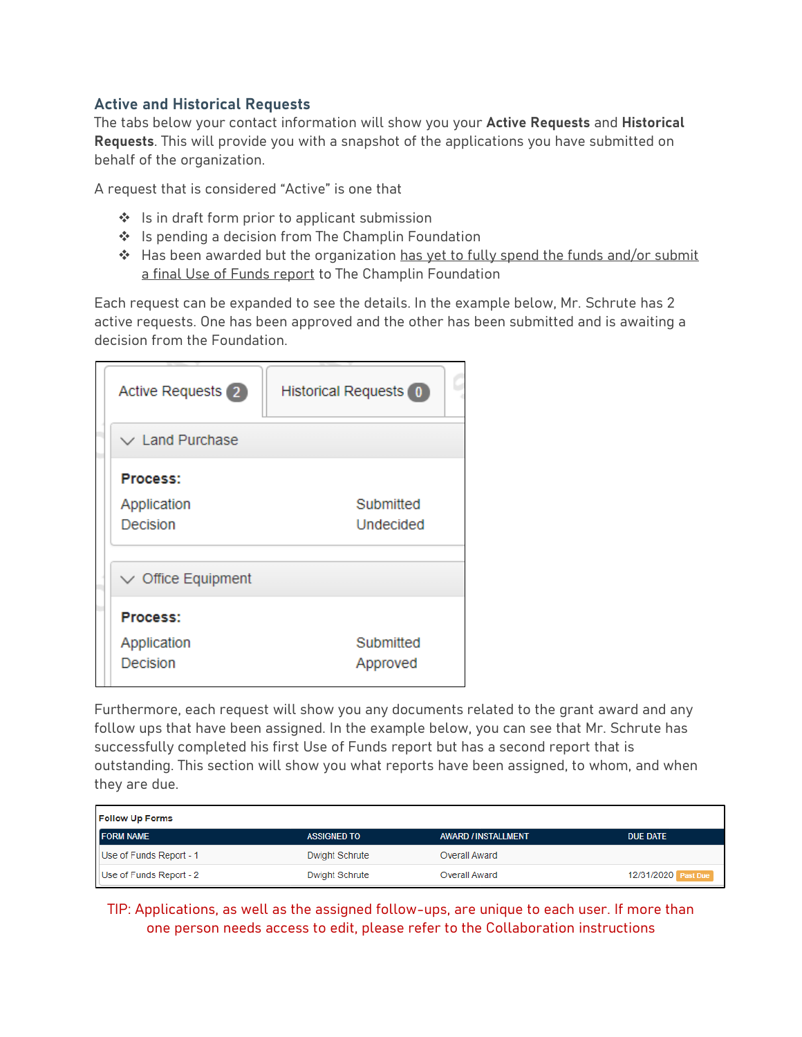### Active and Historical Requests

The tabs below your contact information will show you your **Active Requests** and **Historical Requests**. This will provide you with a snapshot of the applications you have submitted on behalf of the organization.

A request that is considered "Active" is one that

- Is in draft form prior to applicant submission
- Is pending a decision from The Champlin Foundation
- Has been awarded but the organization has yet to fully spend the funds and/or submit a final Use of Funds report to The Champlin Foundation

Each request can be expanded to see the details. In the example below, Mr. Schrute has 2 active requests. One has been approved and the other has been submitted and is awaiting a decision from the Foundation.

Active Requests 2 | Historical Requests 0

**Land Purchase**

**Process:**

| | |
|---|---|
| Application | Submitted |
| Decision | Undecided |

**Office Equipment**

**Process:**

| | |
|---|---|
| Application | Submitted |
| Decision | Approved |

Furthermore, each request will show you any documents related to the grant award and any follow ups that have been assigned. In the example below, you can see that Mr. Schrute has successfully completed his first Use of Funds report but has a second report that is outstanding. This section will show you what reports have been assigned, to whom, and when they are due.

**Follow Up Forms**

| FORM NAME | ASSIGNED TO | AWARD / INSTALLMENT | DUE DATE |
|---|---|---|---|
| Use of Funds Report - 1 | Dwight Schrute | Overall Award | |
| Use of Funds Report - 2 | Dwight Schrute | Overall Award | 12/31/2020 Past Due |

TIP: Applications, as well as the assigned follow-ups, are unique to each user. If more than one person needs access to edit, please refer to the Collaboration instructions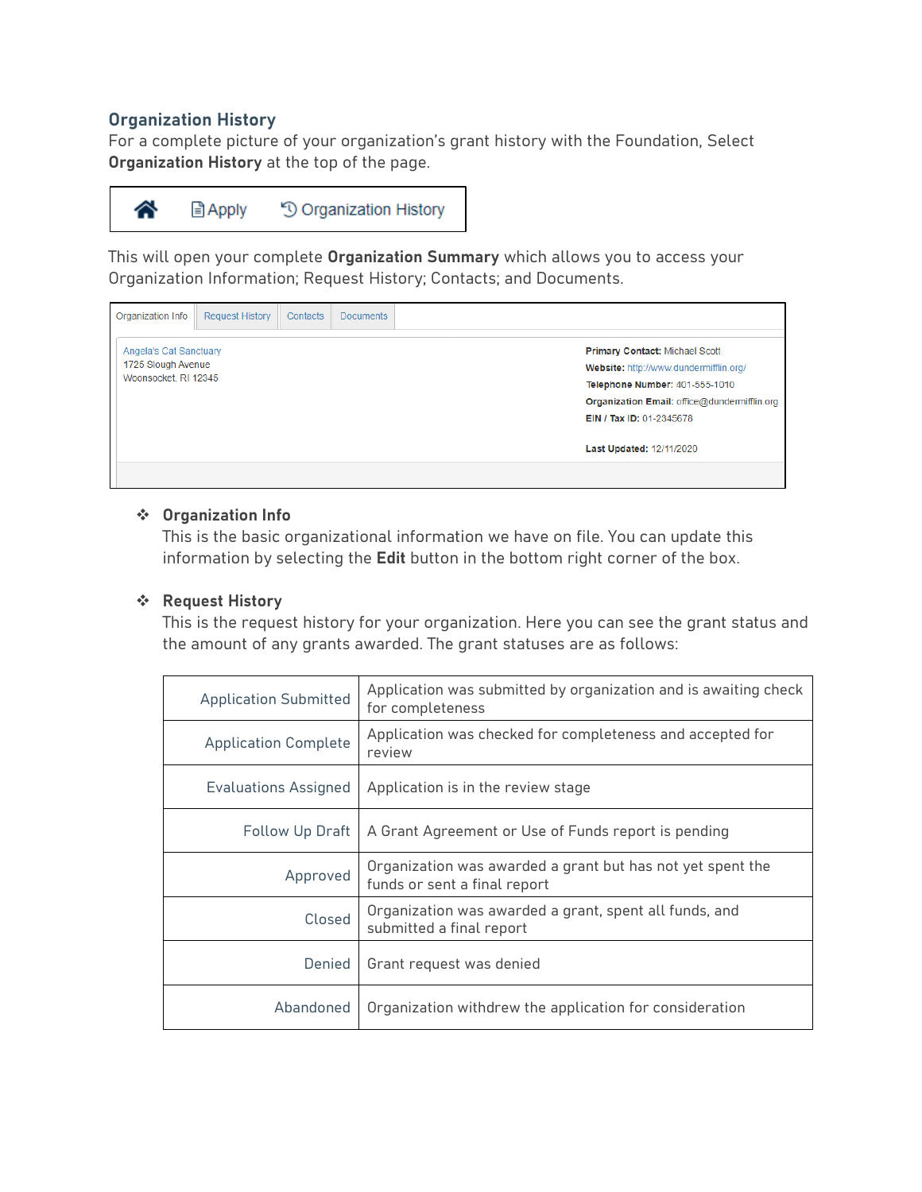### Organization History

For a complete picture of your organization's grant history with the Foundation, Select **Organization History** at the top of the page.

Apply | Organization History

This will open your complete **Organization Summary** which allows you to access your Organization Information; Request History; Contacts; and Documents.

Organization Info | Request History | Contacts | Documents

Angela's Cat Sanctuary
1725 Slough Avenue
Woonsocket, RI 12345

**Primary Contact:** Michael Scott
**Website:** http://www.dundermifflin.org/
**Telephone Number:** 401-555-1010
**Organization Email:** office@dundermifflin.org
**EIN / Tax ID:** 01-2345678

**Last Updated:** 12/11/2020

- **Organization Info**
  This is the basic organizational information we have on file. You can update this information by selecting the **Edit** button in the bottom right corner of the box.

- **Request History**
  This is the request history for your organization. Here you can see the grant status and the amount of any grants awarded. The grant statuses are as follows:

| Status | Description |
|---|---|
| Application Submitted | Application was submitted by organization and is awaiting check for completeness |
| Application Complete | Application was checked for completeness and accepted for review |
| Evaluations Assigned | Application is in the review stage |
| Follow Up Draft | A Grant Agreement or Use of Funds report is pending |
| Approved | Organization was awarded a grant but has not yet spent the funds or sent a final report |
| Closed | Organization was awarded a grant, spent all funds, and submitted a final report |
| Denied | Grant request was denied |
| Abandoned | Organization withdrew the application for consideration |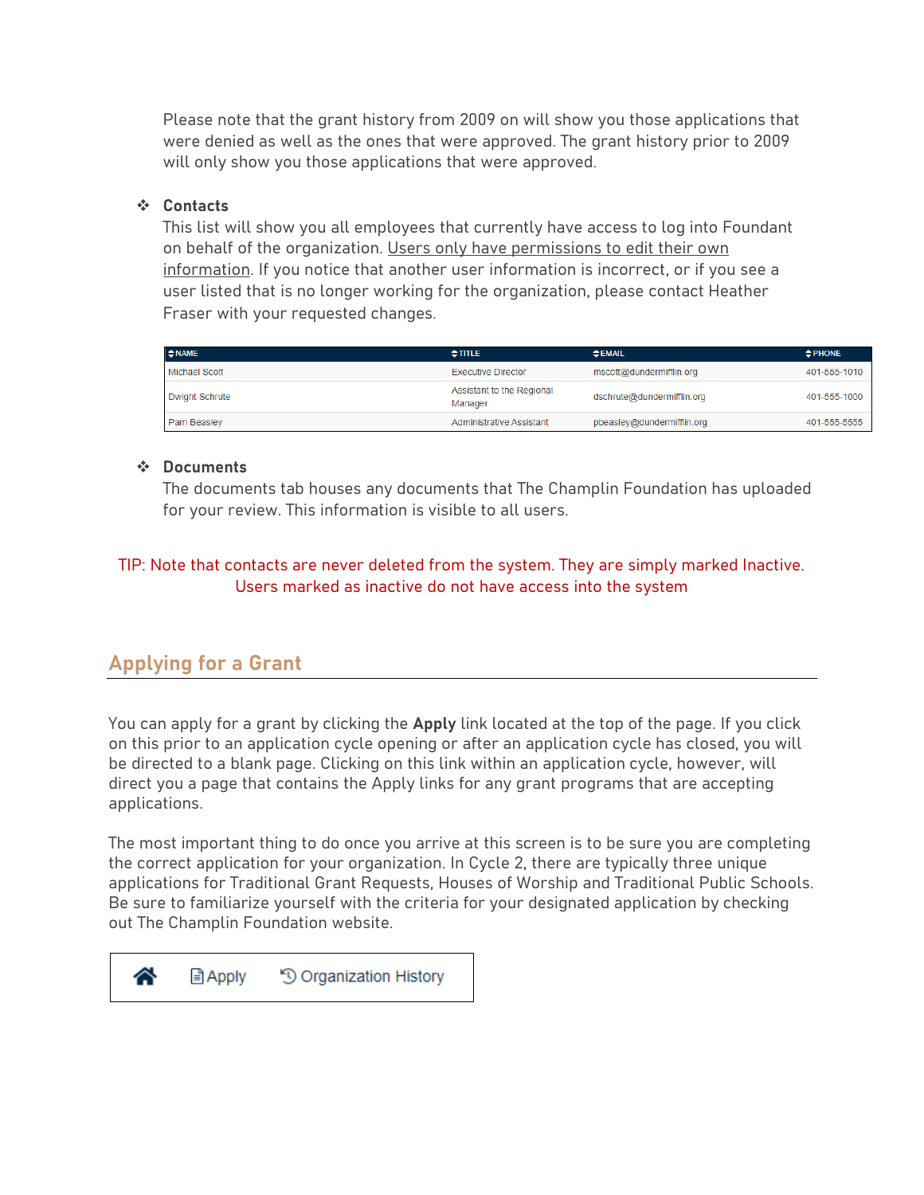Please note that the grant history from 2009 on will show you those applications that were denied as well as the ones that were approved. The grant history prior to 2009 will only show you those applications that were approved.

- **Contacts**
  This list will show you all employees that currently have access to log into Foundant on behalf of the organization. Users only have permissions to edit their own information. If you notice that another user information is incorrect, or if you see a user listed that is no longer working for the organization, please contact Heather Fraser with your requested changes.

| NAME | TITLE | EMAIL | PHONE |
|---|---|---|---|
| Michael Scott | Executive Director | mscott@dundermifflin.org | 401-555-1010 |
| Dwight Schrute | Assistant to the Regional Manager | dschrute@dundermifflin.org | 401-555-1000 |
| Pam Beasley | Administrative Assistant | pbeasley@dundermifflin.org | 401-555-5555 |

- **Documents**
  The documents tab houses any documents that The Champlin Foundation has uploaded for your review. This information is visible to all users.

TIP: Note that contacts are never deleted from the system. They are simply marked Inactive. Users marked as inactive do not have access into the system

## Applying for a Grant

You can apply for a grant by clicking the **Apply** link located at the top of the page. If you click on this prior to an application cycle opening or after an application cycle has closed, you will be directed to a blank page. Clicking on this link within an application cycle, however, will direct you a page that contains the Apply links for any grant programs that are accepting applications.

The most important thing to do once you arrive at this screen is to be sure you are completing the correct application for your organization. In Cycle 2, there are typically three unique applications for Traditional Grant Requests, Houses of Worship and Traditional Public Schools. Be sure to familiarize yourself with the criteria for your designated application by checking out The Champlin Foundation website.

Apply    Organization History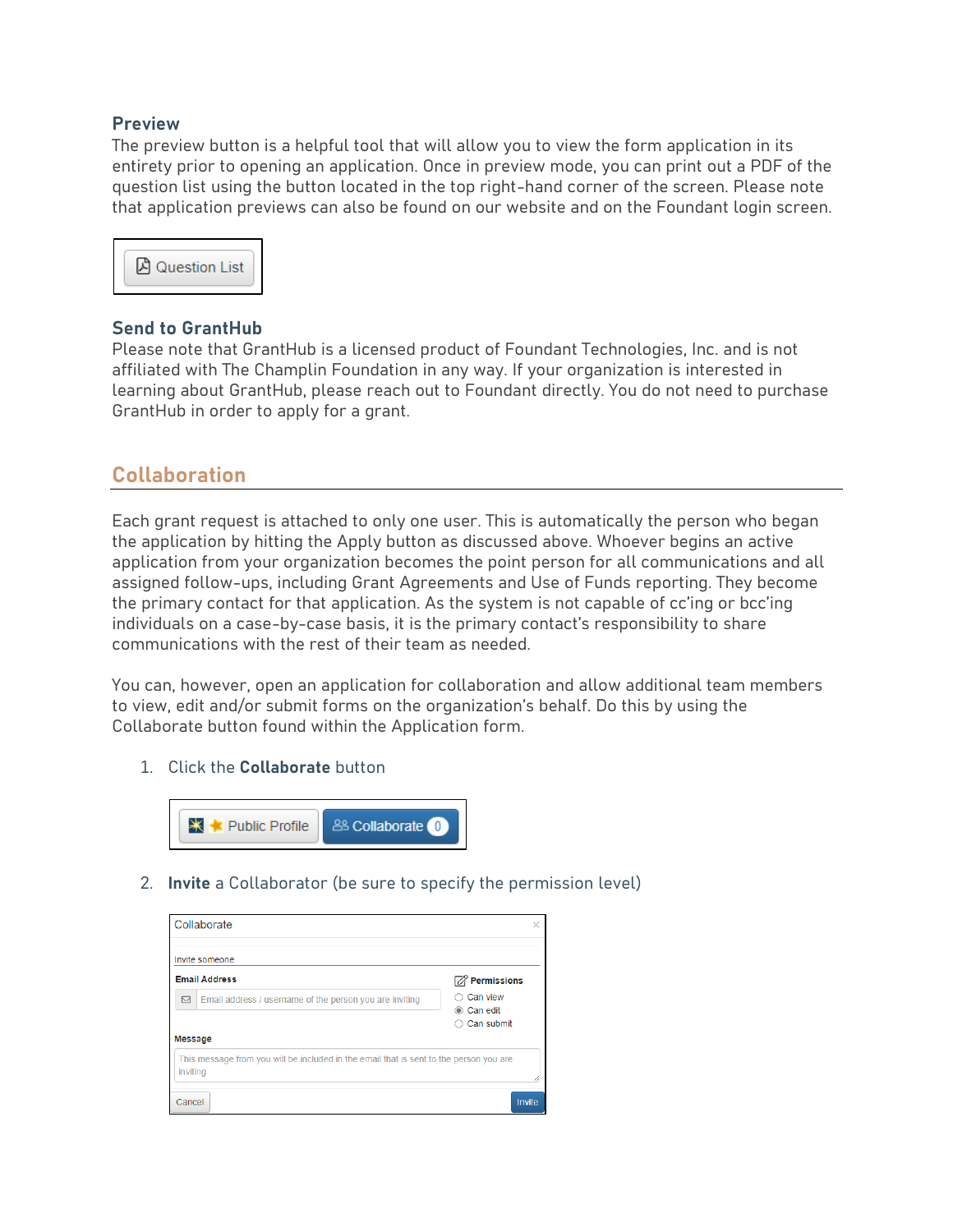### Preview

The preview button is a helpful tool that will allow you to view the form application in its entirety prior to opening an application. Once in preview mode, you can print out a PDF of the question list using the button located in the top right-hand corner of the screen. Please note that application previews can also be found on our website and on the Foundant login screen.

Question List

### Send to GrantHub

Please note that GrantHub is a licensed product of Foundant Technologies, Inc. and is not affiliated with The Champlin Foundation in any way. If your organization is interested in learning about GrantHub, please reach out to Foundant directly. You do not need to purchase GrantHub in order to apply for a grant.

## Collaboration

Each grant request is attached to only one user. This is automatically the person who began the application by hitting the Apply button as discussed above. Whoever begins an active application from your organization becomes the point person for all communications and all assigned follow-ups, including Grant Agreements and Use of Funds reporting. They become the primary contact for that application. As the system is not capable of cc'ing or bcc'ing individuals on a case-by-case basis, it is the primary contact's responsibility to share communications with the rest of their team as needed.

You can, however, open an application for collaboration and allow additional team members to view, edit and/or submit forms on the organization's behalf. Do this by using the Collaborate button found within the Application form.

1. Click the **Collaborate** button

   Public Profile | Collaborate 0

2. **Invite** a Collaborator (be sure to specify the permission level)

   Collaborate

   Invite someone

   **Email Address**: Email address / username of the person you are inviting

   **Permissions**
   - Can view
   - Can edit
   - Can submit

   **Message**: This message from you will be included in the email that is sent to the person you are inviting

   Cancel | Invite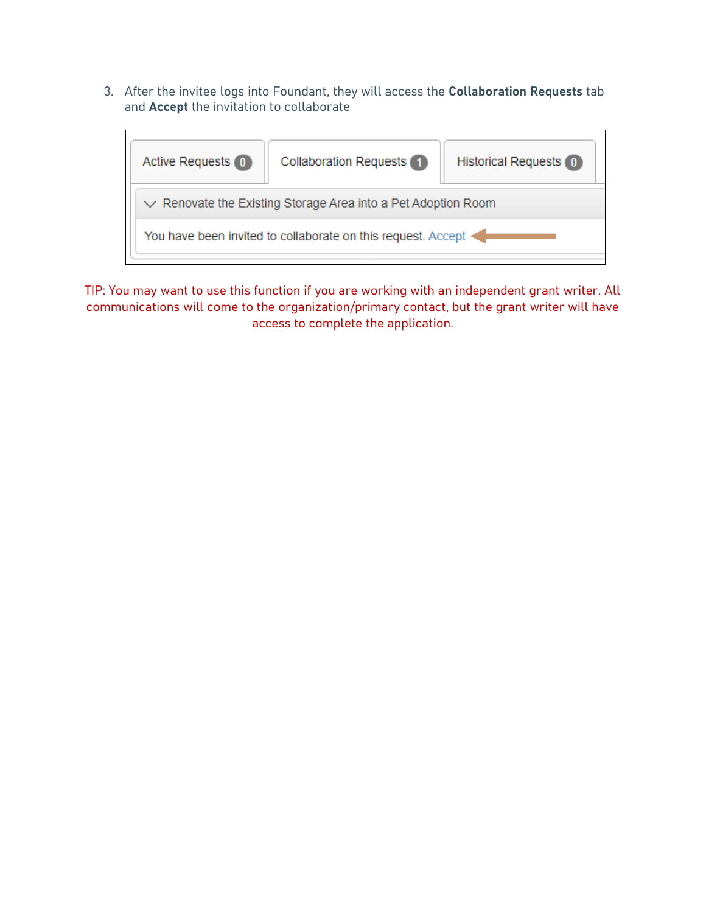3. After the invitee logs into Foundant, they will access the **Collaboration Requests** tab and **Accept** the invitation to collaborate

Active Requests 0
Collaboration Requests 1
Historical Requests 0
Renovate the Existing Storage Area into a Pet Adoption Room
You have been invited to collaborate on this request. Accept

TIP: You may want to use this function if you are working with an independent grant writer. All communications will come to the organization/primary contact, but the grant writer will have access to complete the application.